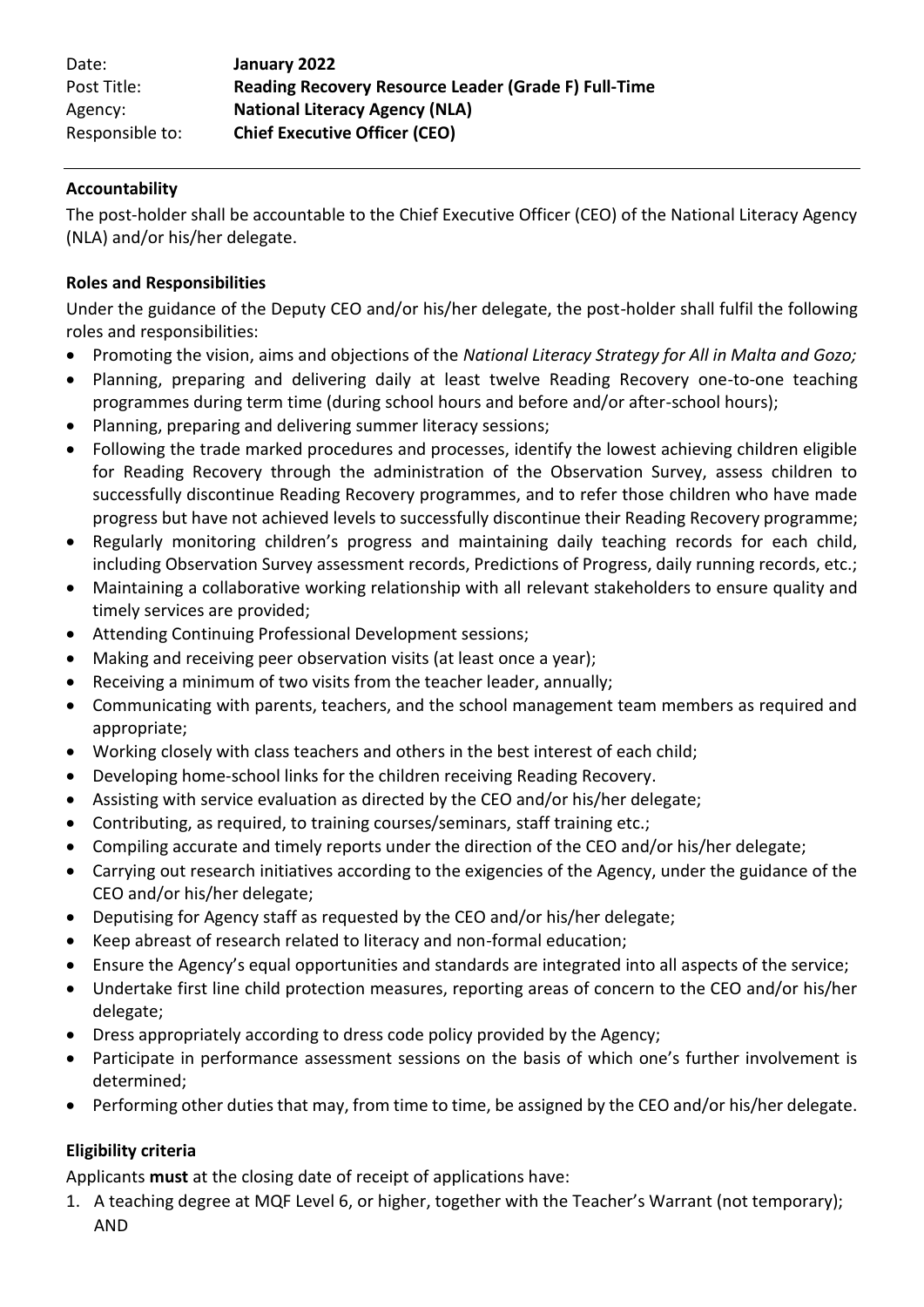| | |
|---|---|
| Date: | **January 2022** |
| Post Title: | **Reading Recovery Resource Leader (Grade F) Full-Time** |
| Agency: | **National Literacy Agency (NLA)** |
| Responsible to: | **Chief Executive Officer (CEO)** |

---

**Accountability**

The post-holder shall be accountable to the Chief Executive Officer (CEO) of the National Literacy Agency (NLA) and/or his/her delegate.

**Roles and Responsibilities**

Under the guidance of the Deputy CEO and/or his/her delegate, the post-holder shall fulfil the following roles and responsibilities:

- Promoting the vision, aims and objections of the *National Literacy Strategy for All in Malta and Gozo;*
- Planning, preparing and delivering daily at least twelve Reading Recovery one-to-one teaching programmes during term time (during school hours and before and/or after-school hours);
- Planning, preparing and delivering summer literacy sessions;
- Following the trade marked procedures and processes, identify the lowest achieving children eligible for Reading Recovery through the administration of the Observation Survey, assess children to successfully discontinue Reading Recovery programmes, and to refer those children who have made progress but have not achieved levels to successfully discontinue their Reading Recovery programme;
- Regularly monitoring children's progress and maintaining daily teaching records for each child, including Observation Survey assessment records, Predictions of Progress, daily running records, etc.;
- Maintaining a collaborative working relationship with all relevant stakeholders to ensure quality and timely services are provided;
- Attending Continuing Professional Development sessions;
- Making and receiving peer observation visits (at least once a year);
- Receiving a minimum of two visits from the teacher leader, annually;
- Communicating with parents, teachers, and the school management team members as required and appropriate;
- Working closely with class teachers and others in the best interest of each child;
- Developing home-school links for the children receiving Reading Recovery.
- Assisting with service evaluation as directed by the CEO and/or his/her delegate;
- Contributing, as required, to training courses/seminars, staff training etc.;
- Compiling accurate and timely reports under the direction of the CEO and/or his/her delegate;
- Carrying out research initiatives according to the exigencies of the Agency, under the guidance of the CEO and/or his/her delegate;
- Deputising for Agency staff as requested by the CEO and/or his/her delegate;
- Keep abreast of research related to literacy and non-formal education;
- Ensure the Agency's equal opportunities and standards are integrated into all aspects of the service;
- Undertake first line child protection measures, reporting areas of concern to the CEO and/or his/her delegate;
- Dress appropriately according to dress code policy provided by the Agency;
- Participate in performance assessment sessions on the basis of which one's further involvement is determined;
- Performing other duties that may, from time to time, be assigned by the CEO and/or his/her delegate.

**Eligibility criteria**

Applicants **must** at the closing date of receipt of applications have:

1. A teaching degree at MQF Level 6, or higher, together with the Teacher's Warrant (not temporary); AND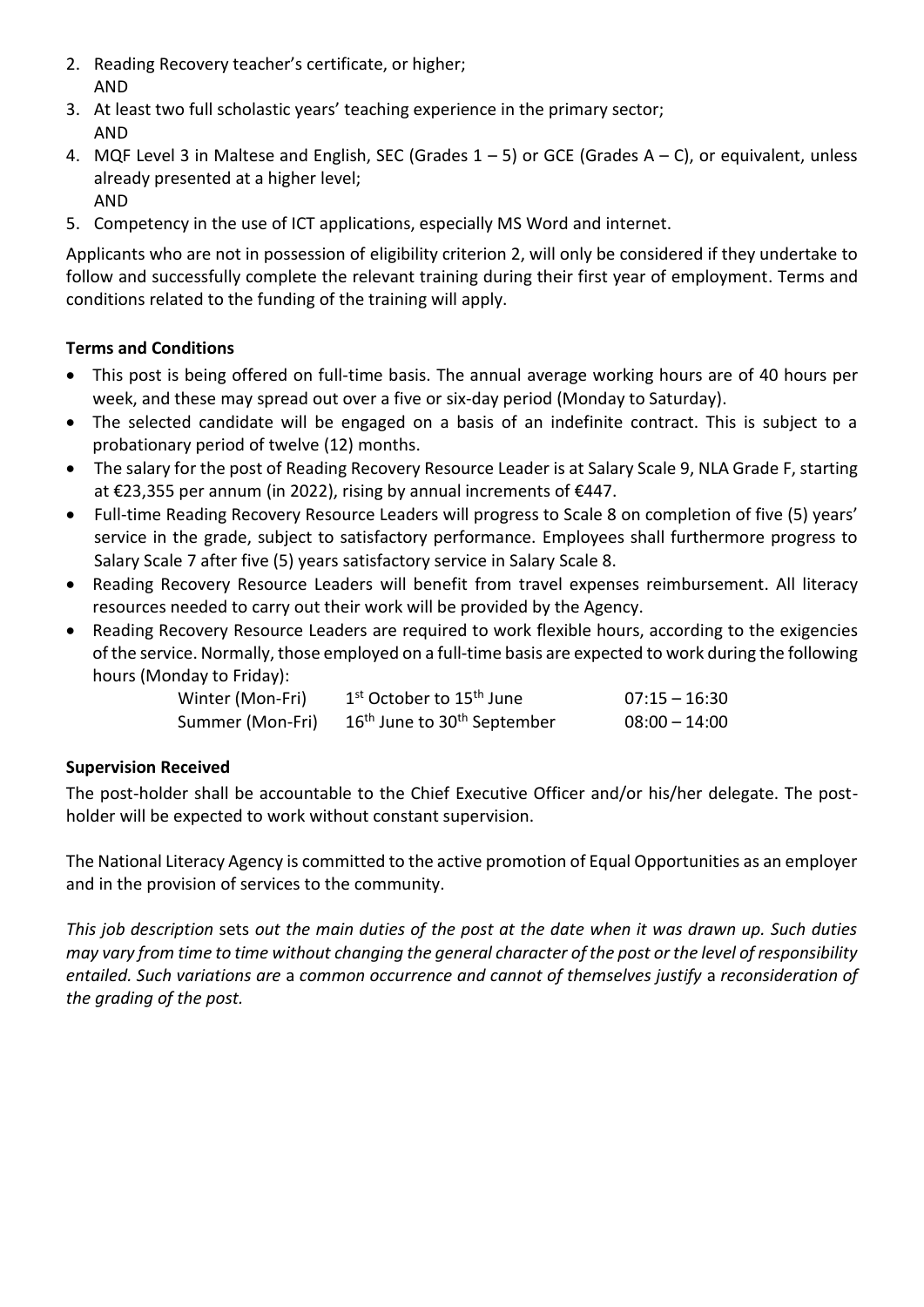2. Reading Recovery teacher's certificate, or higher;
   AND
3. At least two full scholastic years' teaching experience in the primary sector;
   AND
4. MQF Level 3 in Maltese and English, SEC (Grades 1 – 5) or GCE (Grades A – C), or equivalent, unless already presented at a higher level;
   AND
5. Competency in the use of ICT applications, especially MS Word and internet.

Applicants who are not in possession of eligibility criterion 2, will only be considered if they undertake to follow and successfully complete the relevant training during their first year of employment. Terms and conditions related to the funding of the training will apply.

**Terms and Conditions**

- This post is being offered on full-time basis. The annual average working hours are of 40 hours per week, and these may spread out over a five or six-day period (Monday to Saturday).
- The selected candidate will be engaged on a basis of an indefinite contract. This is subject to a probationary period of twelve (12) months.
- The salary for the post of Reading Recovery Resource Leader is at Salary Scale 9, NLA Grade F, starting at €23,355 per annum (in 2022), rising by annual increments of €447.
- Full-time Reading Recovery Resource Leaders will progress to Scale 8 on completion of five (5) years' service in the grade, subject to satisfactory performance. Employees shall furthermore progress to Salary Scale 7 after five (5) years satisfactory service in Salary Scale 8.
- Reading Recovery Resource Leaders will benefit from travel expenses reimbursement. All literacy resources needed to carry out their work will be provided by the Agency.
- Reading Recovery Resource Leaders are required to work flexible hours, according to the exigencies of the service. Normally, those employed on a full-time basis are expected to work during the following hours (Monday to Friday):

| | | |
|---|---|---|
| Winter (Mon-Fri) | 1st October to 15th June | 07:15 – 16:30 |
| Summer (Mon-Fri) | 16th June to 30th September | 08:00 – 14:00 |

**Supervision Received**

The post-holder shall be accountable to the Chief Executive Officer and/or his/her delegate. The post-holder will be expected to work without constant supervision.

The National Literacy Agency is committed to the active promotion of Equal Opportunities as an employer and in the provision of services to the community.

*This job description sets out the main duties of the post at the date when it was drawn up. Such duties may vary from time to time without changing the general character of the post or the level of responsibility entailed. Such variations are a common occurrence and cannot of themselves justify a reconsideration of the grading of the post.*